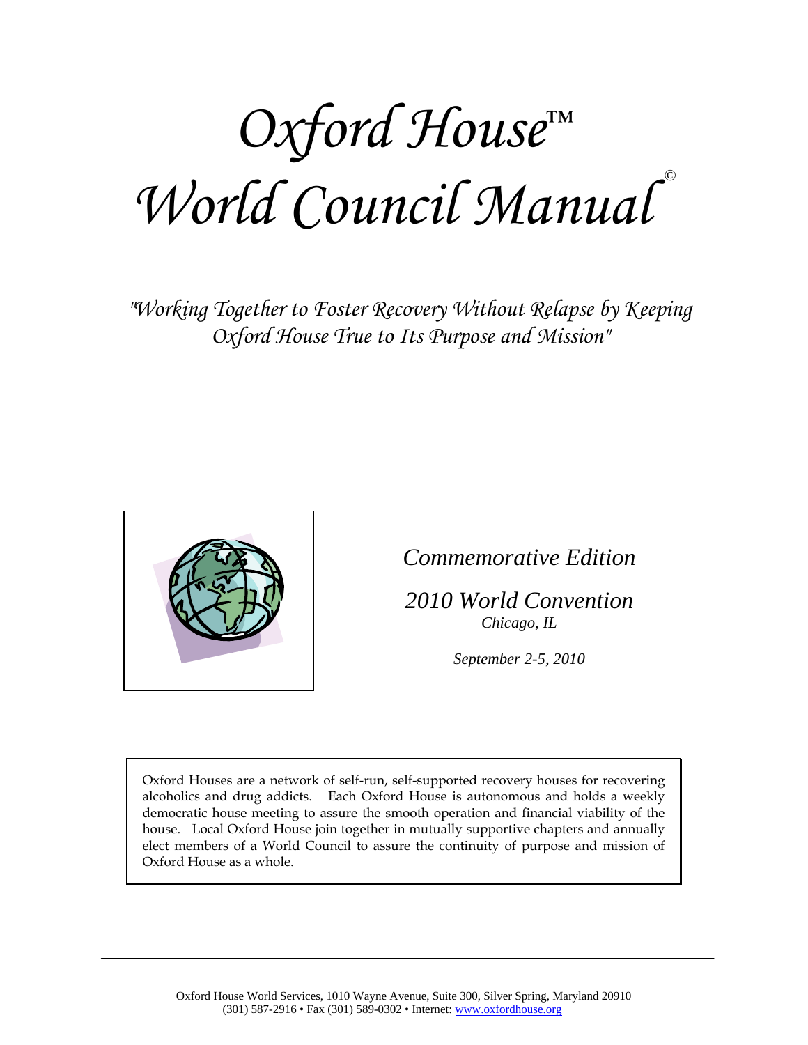# Oxford House™ World Council Manual©

*"Working Together to Foster Recovery Without Relapse by Keeping Oxford House True to Its Purpose and Mission"*

*Commemorative Edition*

*2010 World Convention*
*Chicago, IL*

*September 2-5, 2010*

Oxford Houses are a network of self-run, self-supported recovery houses for recovering alcoholics and drug addicts. Each Oxford House is autonomous and holds a weekly democratic house meeting to assure the smooth operation and financial viability of the house. Local Oxford House join together in mutually supportive chapters and annually elect members of a World Council to assure the continuity of purpose and mission of Oxford House as a whole.

---

Oxford House World Services, 1010 Wayne Avenue, Suite 300, Silver Spring, Maryland 20910
(301) 587-2916 • Fax (301) 589-0302 • Internet: www.oxfordhouse.org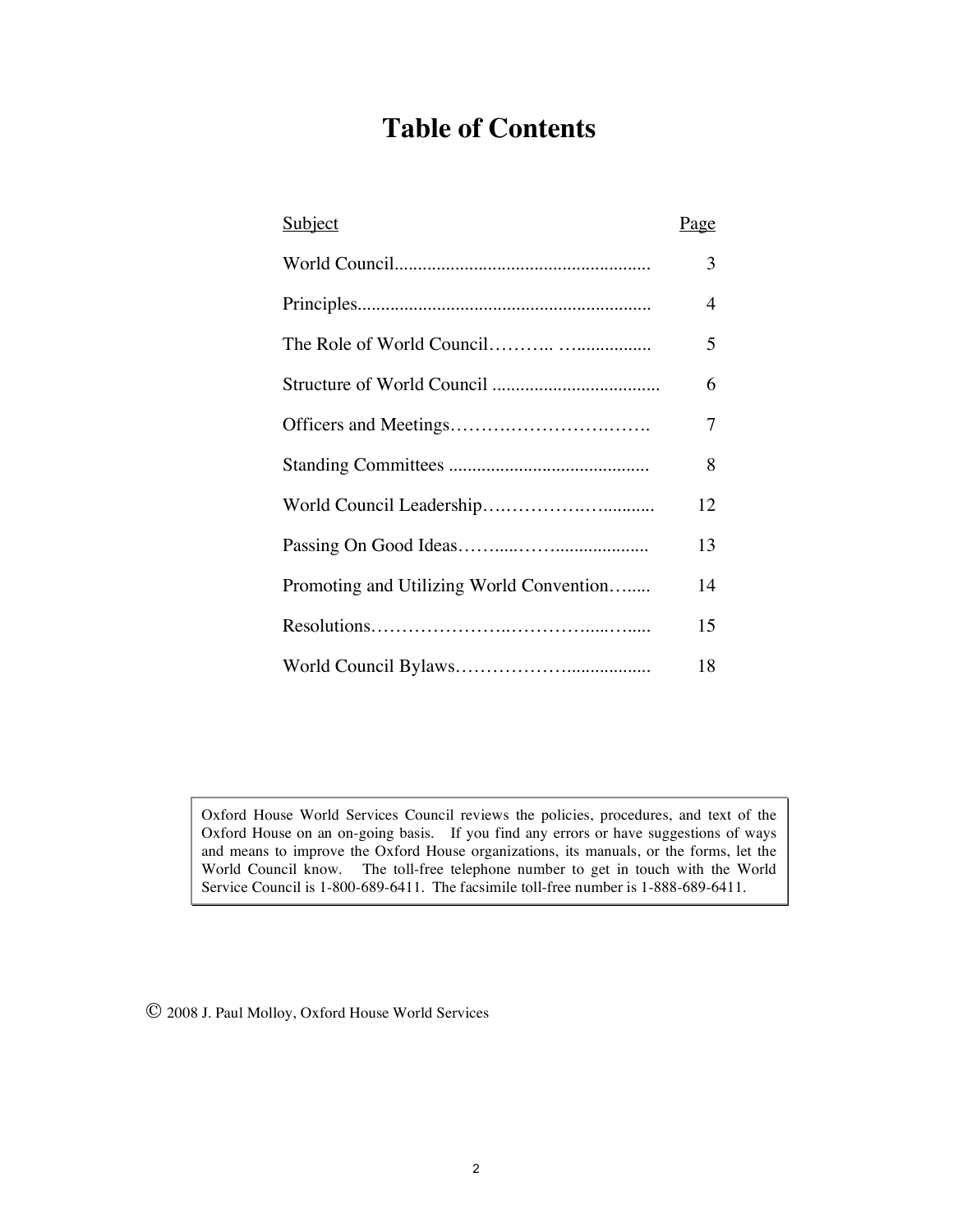# Table of Contents

| Subject | Page |
|---|---|
| World Council | 3 |
| Principles | 4 |
| The Role of World Council | 5 |
| Structure of World Council | 6 |
| Officers and Meetings | 7 |
| Standing Committees | 8 |
| World Council Leadership | 12 |
| Passing On Good Ideas | 13 |
| Promoting and Utilizing World Convention | 14 |
| Resolutions | 15 |
| World Council Bylaws | 18 |

Oxford House World Services Council reviews the policies, procedures, and text of the Oxford House on an on-going basis. If you find any errors or have suggestions of ways and means to improve the Oxford House organizations, its manuals, or the forms, let the World Council know. The toll-free telephone number to get in touch with the World Service Council is 1-800-689-6411. The facsimile toll-free number is 1-888-689-6411.

© 2008 J. Paul Molloy, Oxford House World Services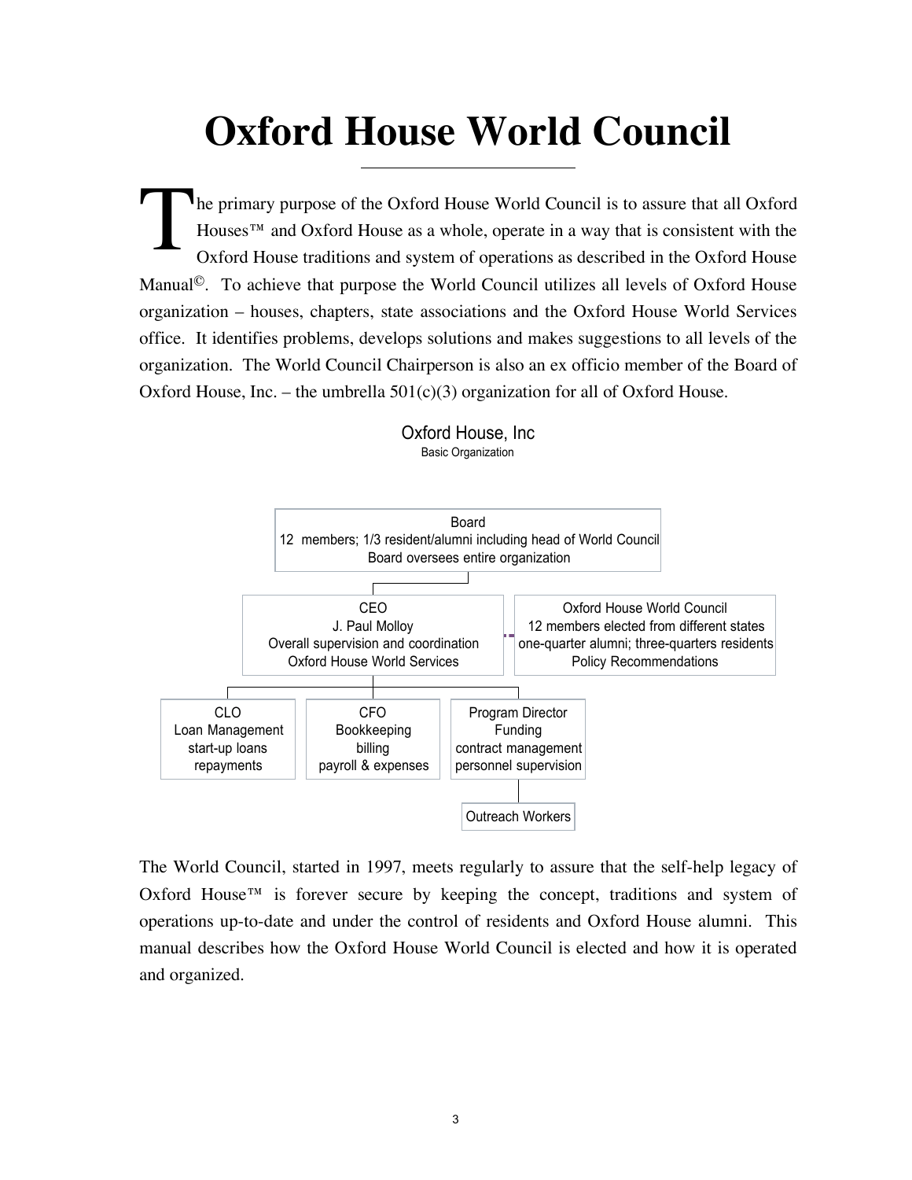# Oxford House World Council

The primary purpose of the Oxford House World Council is to assure that all Oxford Houses™ and Oxford House as a whole, operate in a way that is consistent with the Oxford House traditions and system of operations as described in the Oxford House Manual©. To achieve that purpose the World Council utilizes all levels of Oxford House organization – houses, chapters, state associations and the Oxford House World Services office. It identifies problems, develops solutions and makes suggestions to all levels of the organization. The World Council Chairperson is also an ex officio member of the Board of Oxford House, Inc. – the umbrella 501(c)(3) organization for all of Oxford House.

Oxford House, Inc
Basic Organization

Board
12 members; 1/3 resident/alumni including head of World Council
Board oversees entire organization

CEO
J. Paul Molloy
Overall supervision and coordination
Oxford House World Services

Oxford House World Council
12 members elected from different states
one-quarter alumni; three-quarters residents
Policy Recommendations

CLO
Loan Management
start-up loans
repayments

CFO
Bookkeeping
billing
payroll & expenses

Program Director
Funding
contract management
personnel supervision

Outreach Workers

The World Council, started in 1997, meets regularly to assure that the self-help legacy of Oxford House™ is forever secure by keeping the concept, traditions and system of operations up-to-date and under the control of residents and Oxford House alumni. This manual describes how the Oxford House World Council is elected and how it is operated and organized.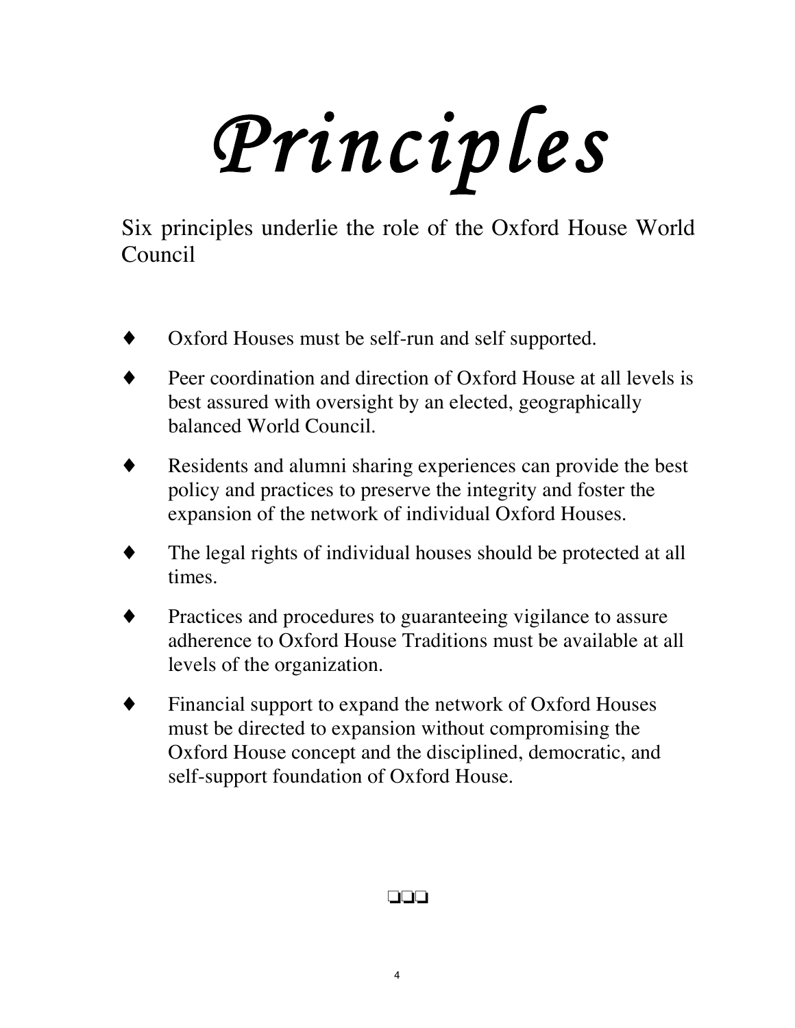# *Principles*

Six principles underlie the role of the Oxford House World Council

- Oxford Houses must be self-run and self supported.
- Peer coordination and direction of Oxford House at all levels is best assured with oversight by an elected, geographically balanced World Council.
- Residents and alumni sharing experiences can provide the best policy and practices to preserve the integrity and foster the expansion of the network of individual Oxford Houses.
- The legal rights of individual houses should be protected at all times.
- Practices and procedures to guaranteeing vigilance to assure adherence to Oxford House Traditions must be available at all levels of the organization.
- Financial support to expand the network of Oxford Houses must be directed to expansion without compromising the Oxford House concept and the disciplined, democratic, and self-support foundation of Oxford House.

❑❑❑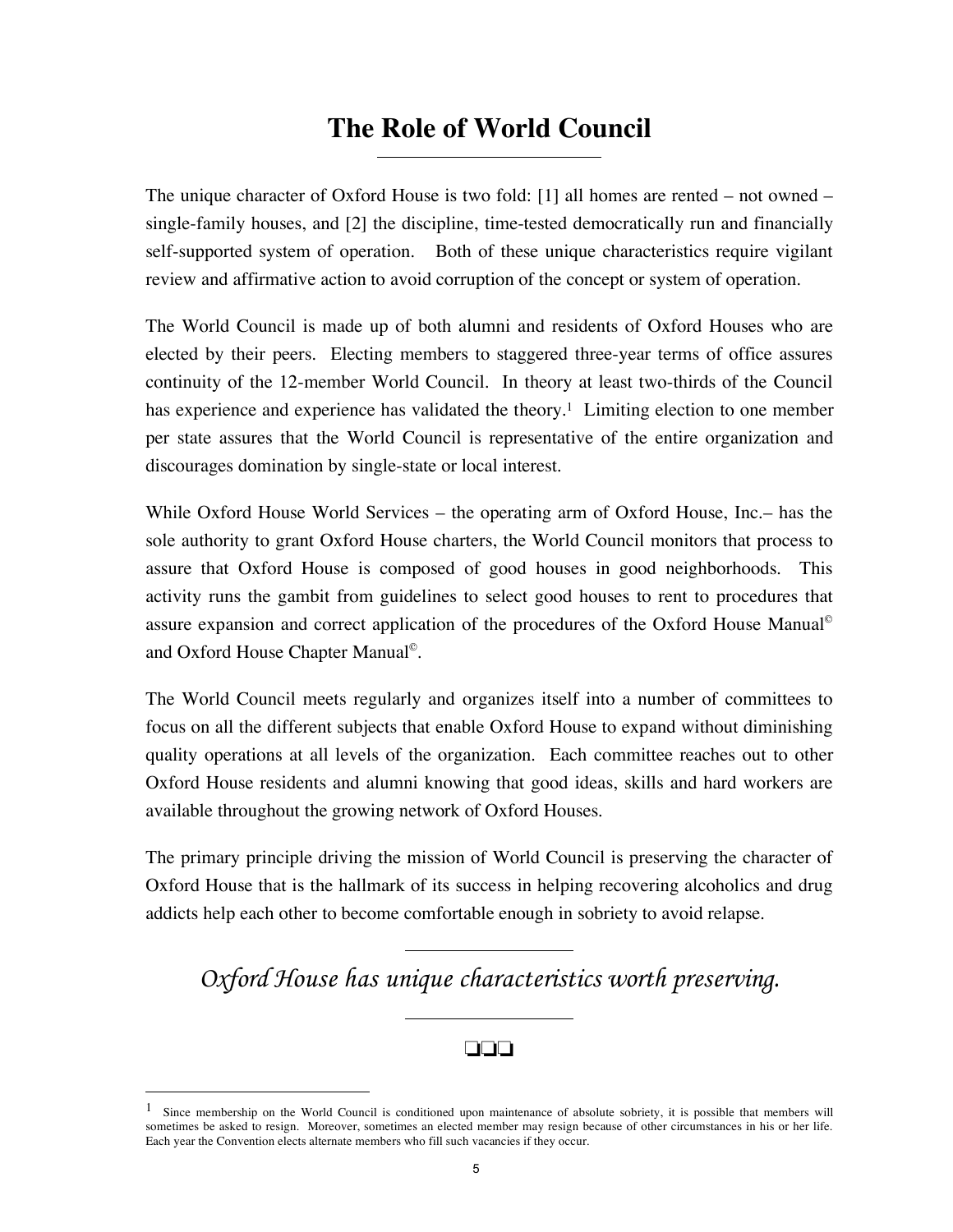# The Role of World Council

The unique character of Oxford House is two fold: [1] all homes are rented – not owned – single-family houses, and [2] the discipline, time-tested democratically run and financially self-supported system of operation. Both of these unique characteristics require vigilant review and affirmative action to avoid corruption of the concept or system of operation.

The World Council is made up of both alumni and residents of Oxford Houses who are elected by their peers. Electing members to staggered three-year terms of office assures continuity of the 12-member World Council. In theory at least two-thirds of the Council has experience and experience has validated the theory.[1] Limiting election to one member per state assures that the World Council is representative of the entire organization and discourages domination by single-state or local interest.

While Oxford House World Services – the operating arm of Oxford House, Inc.– has the sole authority to grant Oxford House charters, the World Council monitors that process to assure that Oxford House is composed of good houses in good neighborhoods. This activity runs the gambit from guidelines to select good houses to rent to procedures that assure expansion and correct application of the procedures of the Oxford House Manual© and Oxford House Chapter Manual©.

The World Council meets regularly and organizes itself into a number of committees to focus on all the different subjects that enable Oxford House to expand without diminishing quality operations at all levels of the organization. Each committee reaches out to other Oxford House residents and alumni knowing that good ideas, skills and hard workers are available throughout the growing network of Oxford Houses.

The primary principle driving the mission of World Council is preserving the character of Oxford House that is the hallmark of its success in helping recovering alcoholics and drug addicts help each other to become comfortable enough in sobriety to avoid relapse.

---

*Oxford House has unique characteristics worth preserving.*

---

❑❑❑

[1] Since membership on the World Council is conditioned upon maintenance of absolute sobriety, it is possible that members will sometimes be asked to resign. Moreover, sometimes an elected member may resign because of other circumstances in his or her life. Each year the Convention elects alternate members who fill such vacancies if they occur.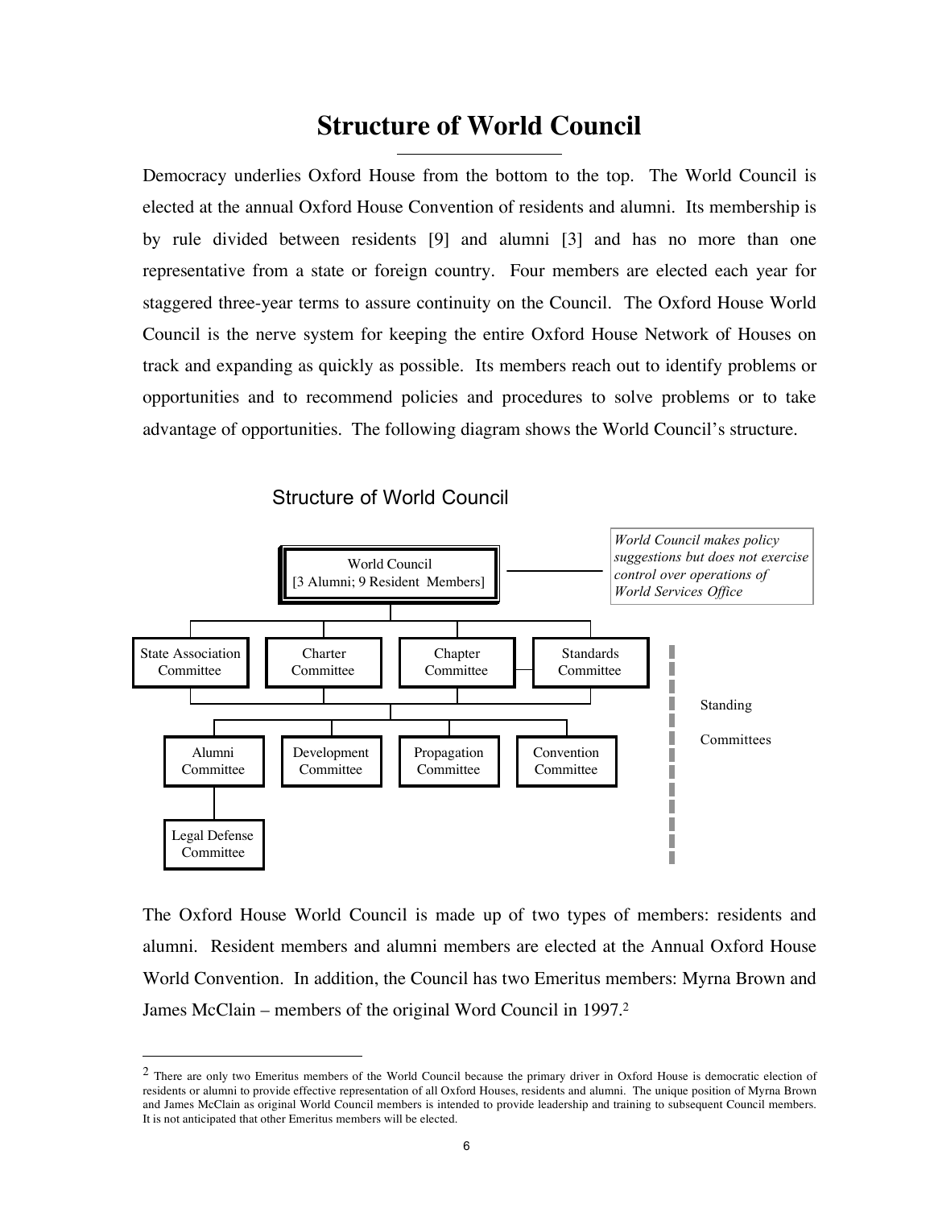# Structure of World Council

Democracy underlies Oxford House from the bottom to the top. The World Council is elected at the annual Oxford House Convention of residents and alumni. Its membership is by rule divided between residents [9] and alumni [3] and has no more than one representative from a state or foreign country. Four members are elected each year for staggered three-year terms to assure continuity on the Council. The Oxford House World Council is the nerve system for keeping the entire Oxford House Network of Houses on track and expanding as quickly as possible. Its members reach out to identify problems or opportunities and to recommend policies and procedures to solve problems or to take advantage of opportunities. The following diagram shows the World Council's structure.

Structure of World Council

World Council
[3 Alumni; 9 Resident Members]

*World Council makes policy suggestions but does not exercise control over operations of World Services Office*

State Association Committee

Charter Committee

Chapter Committee

Standards Committee

Alumni Committee

Development Committee

Propagation Committee

Convention Committee

Legal Defense Committee

Standing Committees

The Oxford House World Council is made up of two types of members: residents and alumni. Resident members and alumni members are elected at the Annual Oxford House World Convention. In addition, the Council has two Emeritus members: Myrna Brown and James McClain – members of the original Word Council in 1997.[2]

---

[2] There are only two Emeritus members of the World Council because the primary driver in Oxford House is democratic election of residents or alumni to provide effective representation of all Oxford Houses, residents and alumni. The unique position of Myrna Brown and James McClain as original World Council members is intended to provide leadership and training to subsequent Council members. It is not anticipated that other Emeritus members will be elected.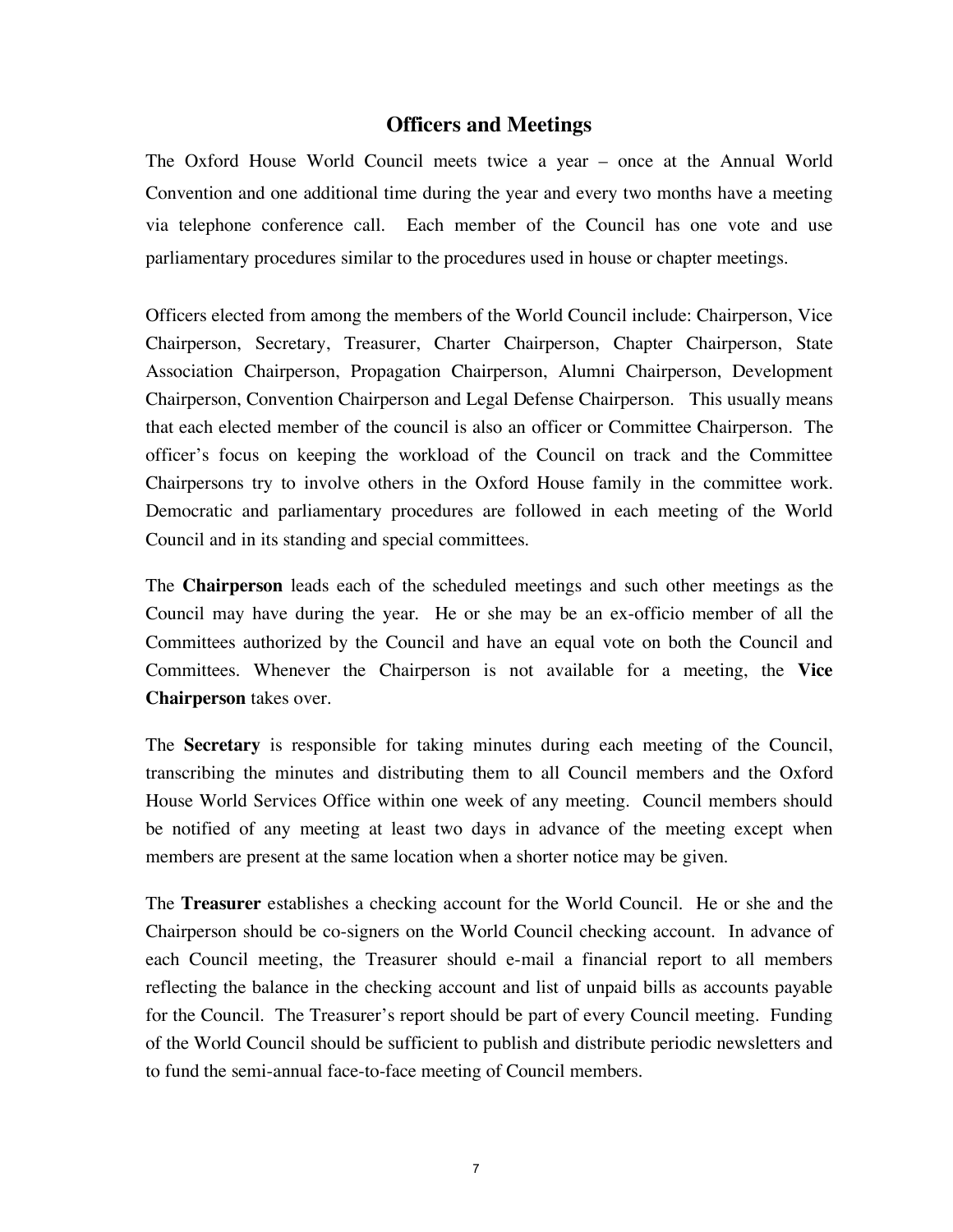## Officers and Meetings

The Oxford House World Council meets twice a year – once at the Annual World Convention and one additional time during the year and every two months have a meeting via telephone conference call. Each member of the Council has one vote and use parliamentary procedures similar to the procedures used in house or chapter meetings.

Officers elected from among the members of the World Council include: Chairperson, Vice Chairperson, Secretary, Treasurer, Charter Chairperson, Chapter Chairperson, State Association Chairperson, Propagation Chairperson, Alumni Chairperson, Development Chairperson, Convention Chairperson and Legal Defense Chairperson. This usually means that each elected member of the council is also an officer or Committee Chairperson. The officer's focus on keeping the workload of the Council on track and the Committee Chairpersons try to involve others in the Oxford House family in the committee work. Democratic and parliamentary procedures are followed in each meeting of the World Council and in its standing and special committees.

The **Chairperson** leads each of the scheduled meetings and such other meetings as the Council may have during the year. He or she may be an ex-officio member of all the Committees authorized by the Council and have an equal vote on both the Council and Committees. Whenever the Chairperson is not available for a meeting, the **Vice Chairperson** takes over.

The **Secretary** is responsible for taking minutes during each meeting of the Council, transcribing the minutes and distributing them to all Council members and the Oxford House World Services Office within one week of any meeting. Council members should be notified of any meeting at least two days in advance of the meeting except when members are present at the same location when a shorter notice may be given.

The **Treasurer** establishes a checking account for the World Council. He or she and the Chairperson should be co-signers on the World Council checking account. In advance of each Council meeting, the Treasurer should e-mail a financial report to all members reflecting the balance in the checking account and list of unpaid bills as accounts payable for the Council. The Treasurer's report should be part of every Council meeting. Funding of the World Council should be sufficient to publish and distribute periodic newsletters and to fund the semi-annual face-to-face meeting of Council members.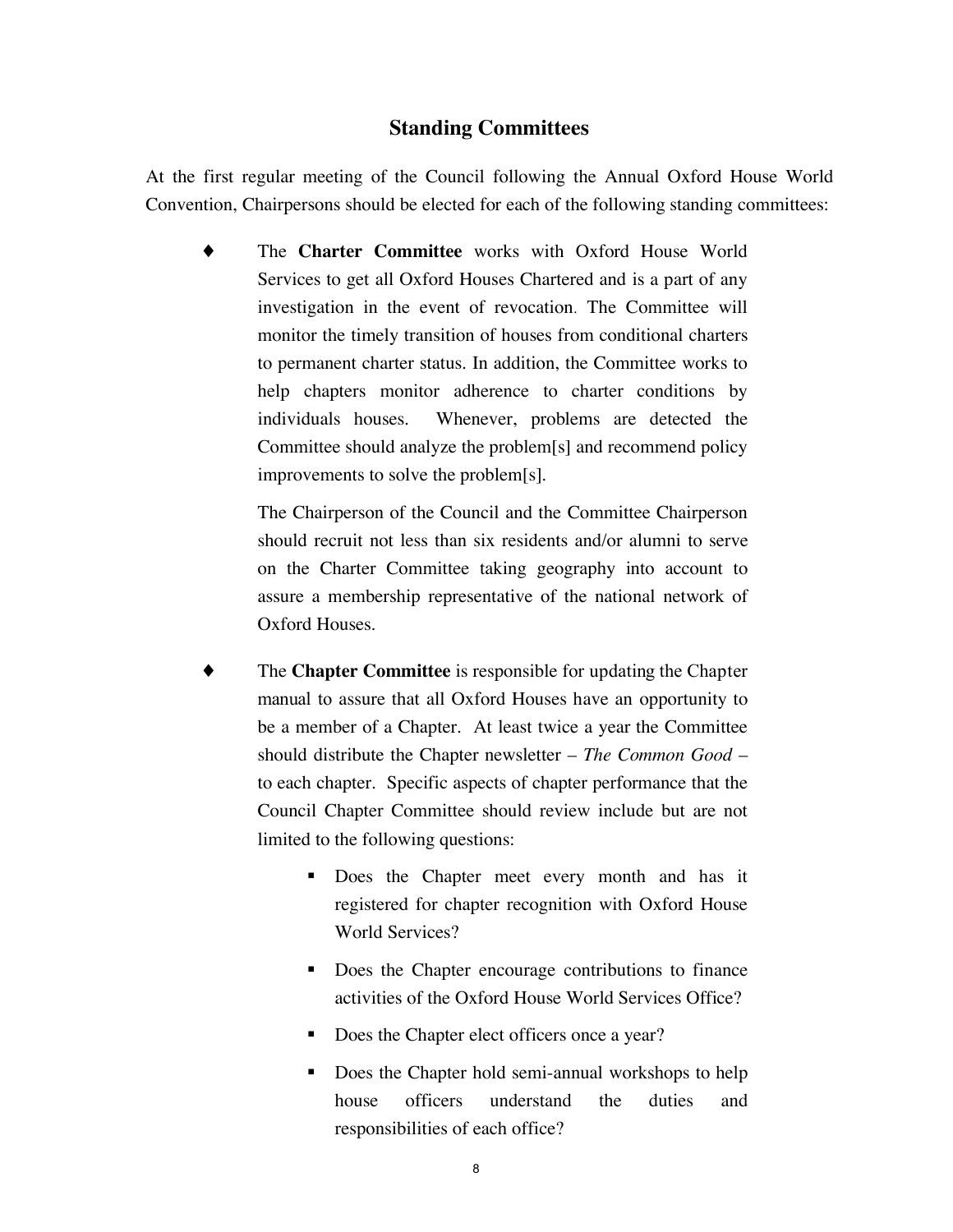## Standing Committees

At the first regular meeting of the Council following the Annual Oxford House World Convention, Chairpersons should be elected for each of the following standing committees:

- The **Charter Committee** works with Oxford House World Services to get all Oxford Houses Chartered and is a part of any investigation in the event of revocation. The Committee will monitor the timely transition of houses from conditional charters to permanent charter status. In addition, the Committee works to help chapters monitor adherence to charter conditions by individuals houses. Whenever, problems are detected the Committee should analyze the problem[s] and recommend policy improvements to solve the problem[s].

  The Chairperson of the Council and the Committee Chairperson should recruit not less than six residents and/or alumni to serve on the Charter Committee taking geography into account to assure a membership representative of the national network of Oxford Houses.

- The **Chapter Committee** is responsible for updating the Chapter manual to assure that all Oxford Houses have an opportunity to be a member of a Chapter. At least twice a year the Committee should distribute the Chapter newsletter – *The Common Good* – to each chapter. Specific aspects of chapter performance that the Council Chapter Committee should review include but are not limited to the following questions:

  - Does the Chapter meet every month and has it registered for chapter recognition with Oxford House World Services?
  - Does the Chapter encourage contributions to finance activities of the Oxford House World Services Office?
  - Does the Chapter elect officers once a year?
  - Does the Chapter hold semi-annual workshops to help house officers understand the duties and responsibilities of each office?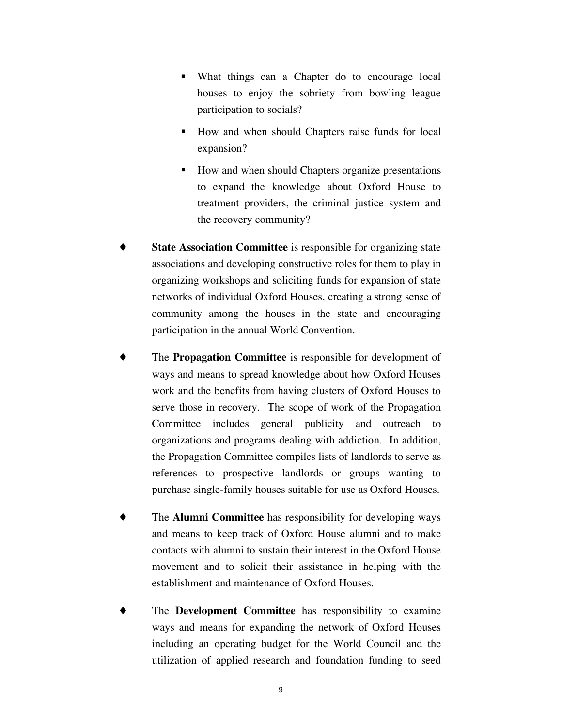- What things can a Chapter do to encourage local houses to enjoy the sobriety from bowling league participation to socials?
   - How and when should Chapters raise funds for local expansion?
   - How and when should Chapters organize presentations to expand the knowledge about Oxford House to treatment providers, the criminal justice system and the recovery community?

- **State Association Committee** is responsible for organizing state associations and developing constructive roles for them to play in organizing workshops and soliciting funds for expansion of state networks of individual Oxford Houses, creating a strong sense of community among the houses in the state and encouraging participation in the annual World Convention.

- The **Propagation Committee** is responsible for development of ways and means to spread knowledge about how Oxford Houses work and the benefits from having clusters of Oxford Houses to serve those in recovery. The scope of work of the Propagation Committee includes general publicity and outreach to organizations and programs dealing with addiction. In addition, the Propagation Committee compiles lists of landlords to serve as references to prospective landlords or groups wanting to purchase single-family houses suitable for use as Oxford Houses.

- The **Alumni Committee** has responsibility for developing ways and means to keep track of Oxford House alumni and to make contacts with alumni to sustain their interest in the Oxford House movement and to solicit their assistance in helping with the establishment and maintenance of Oxford Houses.

- The **Development Committee** has responsibility to examine ways and means for expanding the network of Oxford Houses including an operating budget for the World Council and the utilization of applied research and foundation funding to seed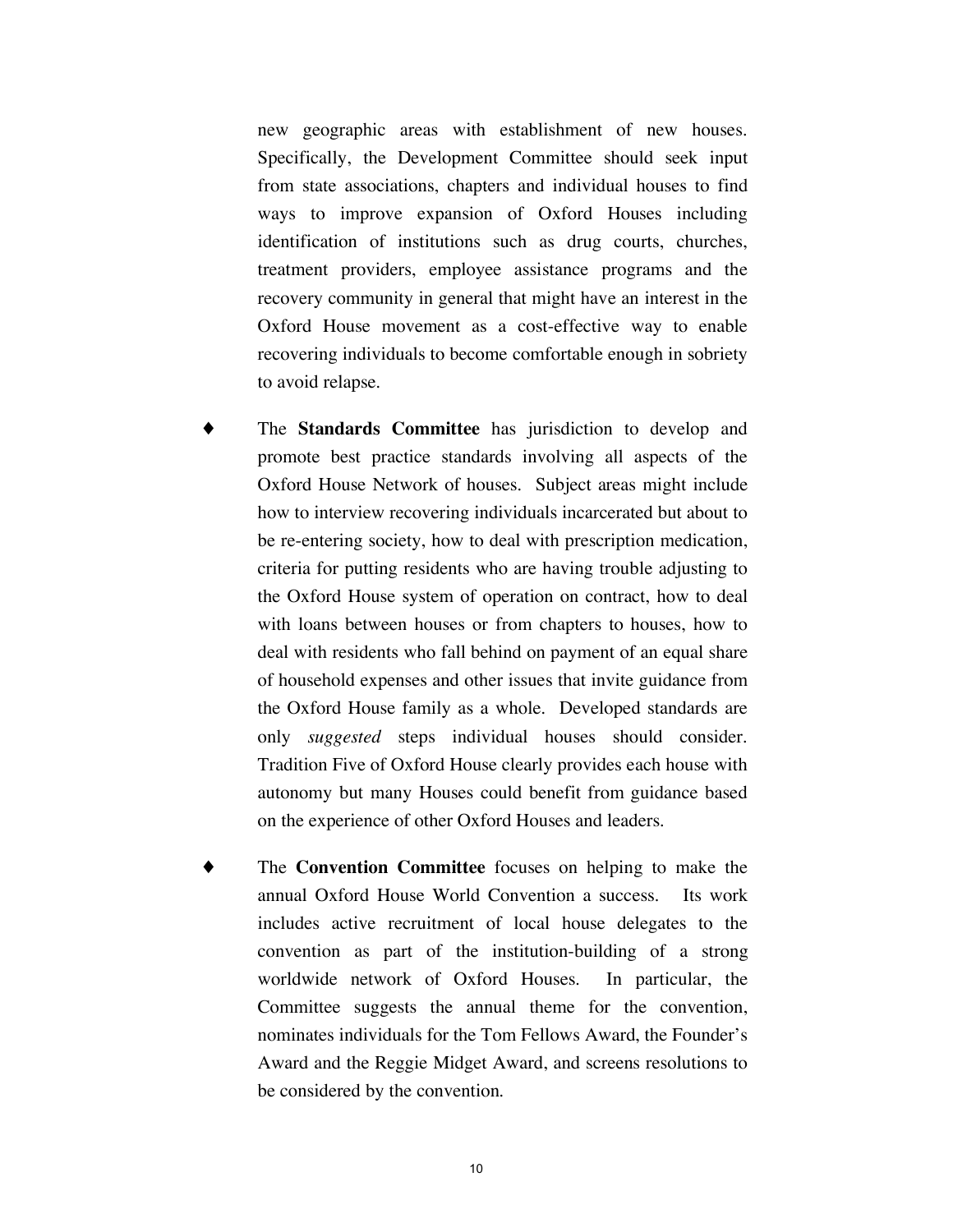new geographic areas with establishment of new houses. Specifically, the Development Committee should seek input from state associations, chapters and individual houses to find ways to improve expansion of Oxford Houses including identification of institutions such as drug courts, churches, treatment providers, employee assistance programs and the recovery community in general that might have an interest in the Oxford House movement as a cost-effective way to enable recovering individuals to become comfortable enough in sobriety to avoid relapse.

- The **Standards Committee** has jurisdiction to develop and promote best practice standards involving all aspects of the Oxford House Network of houses. Subject areas might include how to interview recovering individuals incarcerated but about to be re-entering society, how to deal with prescription medication, criteria for putting residents who are having trouble adjusting to the Oxford House system of operation on contract, how to deal with loans between houses or from chapters to houses, how to deal with residents who fall behind on payment of an equal share of household expenses and other issues that invite guidance from the Oxford House family as a whole. Developed standards are only *suggested* steps individual houses should consider. Tradition Five of Oxford House clearly provides each house with autonomy but many Houses could benefit from guidance based on the experience of other Oxford Houses and leaders.

- The **Convention Committee** focuses on helping to make the annual Oxford House World Convention a success. Its work includes active recruitment of local house delegates to the convention as part of the institution-building of a strong worldwide network of Oxford Houses. In particular, the Committee suggests the annual theme for the convention, nominates individuals for the Tom Fellows Award, the Founder's Award and the Reggie Midget Award, and screens resolutions to be considered by the convention.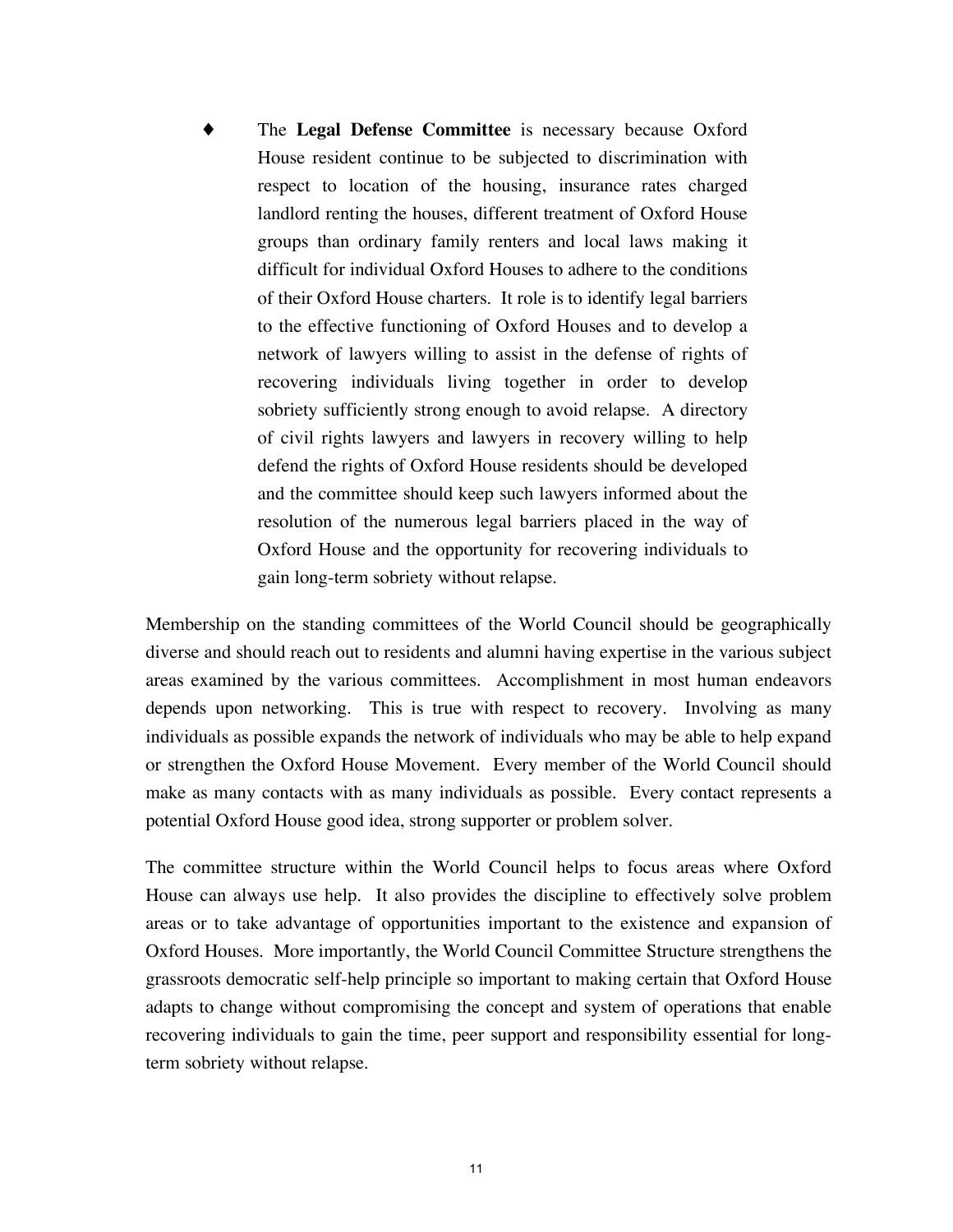- The **Legal Defense Committee** is necessary because Oxford House resident continue to be subjected to discrimination with respect to location of the housing, insurance rates charged landlord renting the houses, different treatment of Oxford House groups than ordinary family renters and local laws making it difficult for individual Oxford Houses to adhere to the conditions of their Oxford House charters. It role is to identify legal barriers to the effective functioning of Oxford Houses and to develop a network of lawyers willing to assist in the defense of rights of recovering individuals living together in order to develop sobriety sufficiently strong enough to avoid relapse. A directory of civil rights lawyers and lawyers in recovery willing to help defend the rights of Oxford House residents should be developed and the committee should keep such lawyers informed about the resolution of the numerous legal barriers placed in the way of Oxford House and the opportunity for recovering individuals to gain long-term sobriety without relapse.

Membership on the standing committees of the World Council should be geographically diverse and should reach out to residents and alumni having expertise in the various subject areas examined by the various committees. Accomplishment in most human endeavors depends upon networking. This is true with respect to recovery. Involving as many individuals as possible expands the network of individuals who may be able to help expand or strengthen the Oxford House Movement. Every member of the World Council should make as many contacts with as many individuals as possible. Every contact represents a potential Oxford House good idea, strong supporter or problem solver.

The committee structure within the World Council helps to focus areas where Oxford House can always use help. It also provides the discipline to effectively solve problem areas or to take advantage of opportunities important to the existence and expansion of Oxford Houses. More importantly, the World Council Committee Structure strengthens the grassroots democratic self-help principle so important to making certain that Oxford House adapts to change without compromising the concept and system of operations that enable recovering individuals to gain the time, peer support and responsibility essential for long-term sobriety without relapse.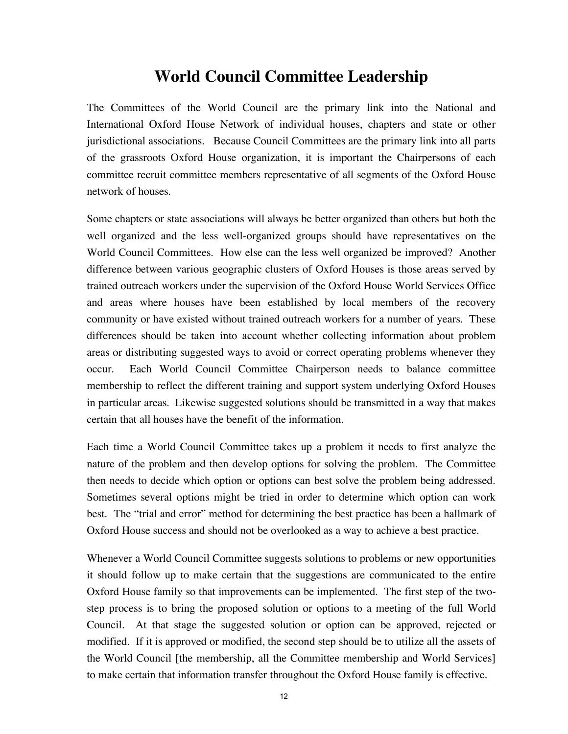# World Council Committee Leadership

The Committees of the World Council are the primary link into the National and International Oxford House Network of individual houses, chapters and state or other jurisdictional associations. Because Council Committees are the primary link into all parts of the grassroots Oxford House organization, it is important the Chairpersons of each committee recruit committee members representative of all segments of the Oxford House network of houses.

Some chapters or state associations will always be better organized than others but both the well organized and the less well-organized groups should have representatives on the World Council Committees. How else can the less well organized be improved? Another difference between various geographic clusters of Oxford Houses is those areas served by trained outreach workers under the supervision of the Oxford House World Services Office and areas where houses have been established by local members of the recovery community or have existed without trained outreach workers for a number of years. These differences should be taken into account whether collecting information about problem areas or distributing suggested ways to avoid or correct operating problems whenever they occur. Each World Council Committee Chairperson needs to balance committee membership to reflect the different training and support system underlying Oxford Houses in particular areas. Likewise suggested solutions should be transmitted in a way that makes certain that all houses have the benefit of the information.

Each time a World Council Committee takes up a problem it needs to first analyze the nature of the problem and then develop options for solving the problem. The Committee then needs to decide which option or options can best solve the problem being addressed. Sometimes several options might be tried in order to determine which option can work best. The "trial and error" method for determining the best practice has been a hallmark of Oxford House success and should not be overlooked as a way to achieve a best practice.

Whenever a World Council Committee suggests solutions to problems or new opportunities it should follow up to make certain that the suggestions are communicated to the entire Oxford House family so that improvements can be implemented. The first step of the two-step process is to bring the proposed solution or options to a meeting of the full World Council. At that stage the suggested solution or option can be approved, rejected or modified. If it is approved or modified, the second step should be to utilize all the assets of the World Council [the membership, all the Committee membership and World Services] to make certain that information transfer throughout the Oxford House family is effective.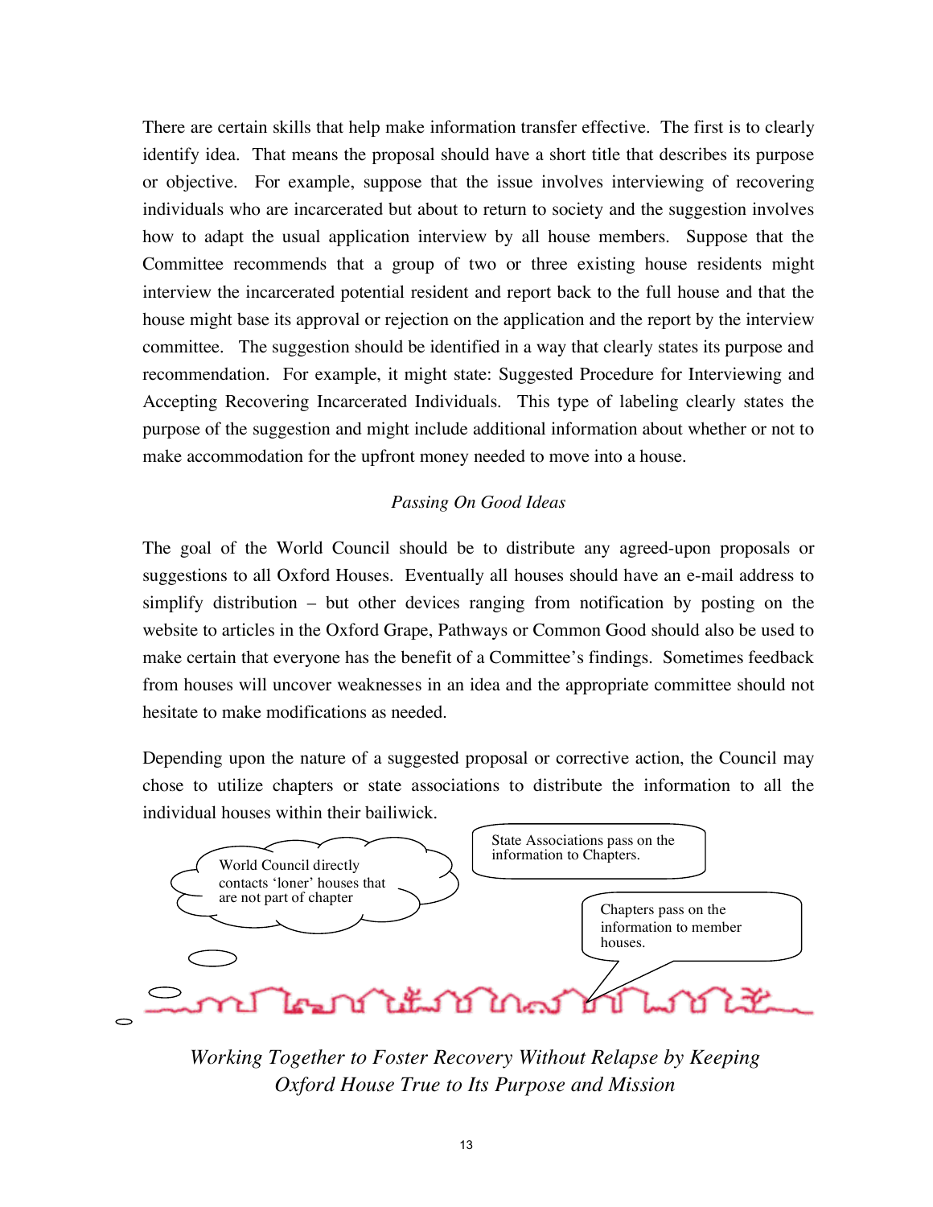There are certain skills that help make information transfer effective. The first is to clearly identify idea. That means the proposal should have a short title that describes its purpose or objective. For example, suppose that the issue involves interviewing of recovering individuals who are incarcerated but about to return to society and the suggestion involves how to adapt the usual application interview by all house members. Suppose that the Committee recommends that a group of two or three existing house residents might interview the incarcerated potential resident and report back to the full house and that the house might base its approval or rejection on the application and the report by the interview committee. The suggestion should be identified in a way that clearly states its purpose and recommendation. For example, it might state: Suggested Procedure for Interviewing and Accepting Recovering Incarcerated Individuals. This type of labeling clearly states the purpose of the suggestion and might include additional information about whether or not to make accommodation for the upfront money needed to move into a house.

*Passing On Good Ideas*

The goal of the World Council should be to distribute any agreed-upon proposals or suggestions to all Oxford Houses. Eventually all houses should have an e-mail address to simplify distribution – but other devices ranging from notification by posting on the website to articles in the Oxford Grape, Pathways or Common Good should also be used to make certain that everyone has the benefit of a Committee's findings. Sometimes feedback from houses will uncover weaknesses in an idea and the appropriate committee should not hesitate to make modifications as needed.

Depending upon the nature of a suggested proposal or corrective action, the Council may chose to utilize chapters or state associations to distribute the information to all the individual houses within their bailiwick.

World Council directly contacts 'loner' houses that are not part of chapter

State Associations pass on the information to Chapters.

Chapters pass on the information to member houses.

*Working Together to Foster Recovery Without Relapse by Keeping Oxford House True to Its Purpose and Mission*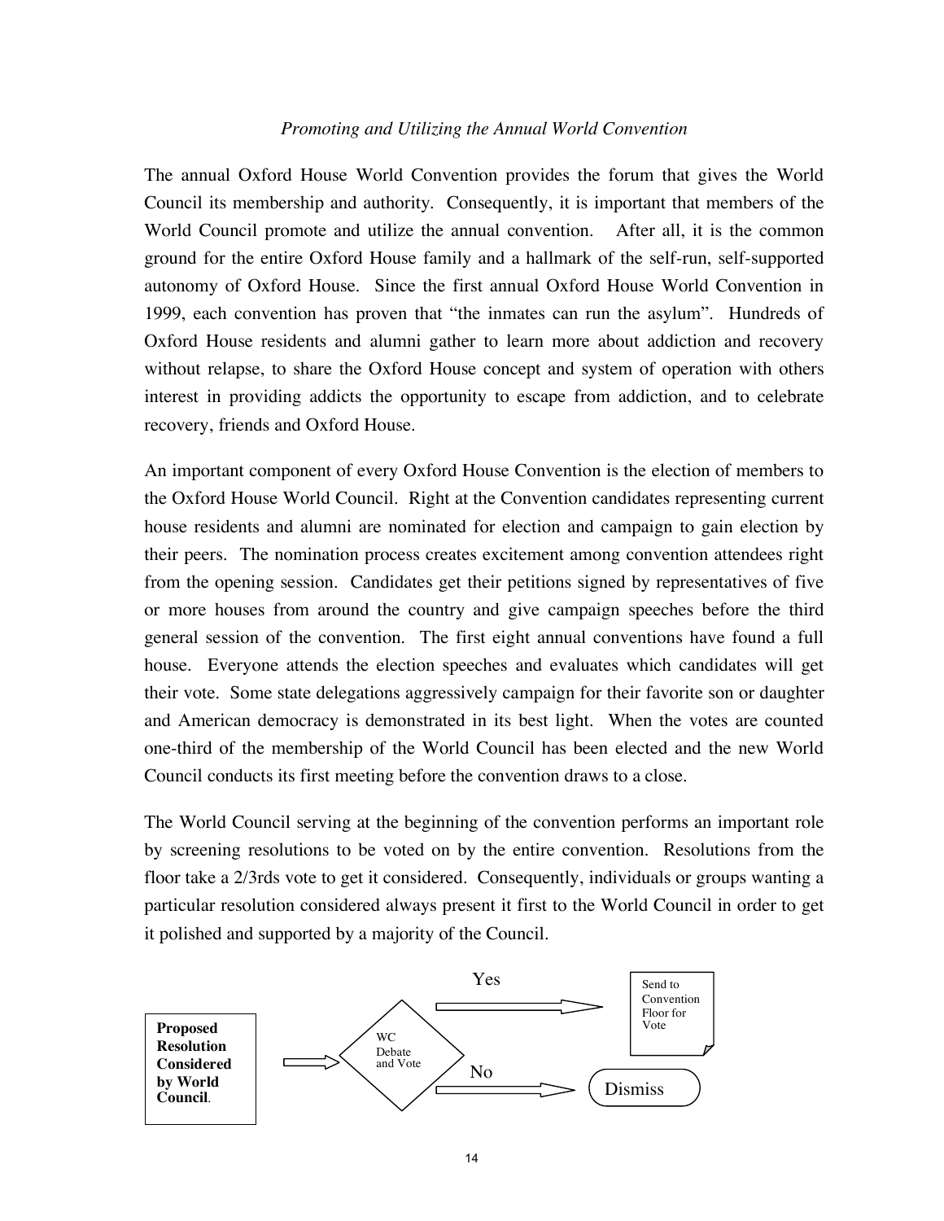*Promoting and Utilizing the Annual World Convention*

The annual Oxford House World Convention provides the forum that gives the World Council its membership and authority. Consequently, it is important that members of the World Council promote and utilize the annual convention. After all, it is the common ground for the entire Oxford House family and a hallmark of the self-run, self-supported autonomy of Oxford House. Since the first annual Oxford House World Convention in 1999, each convention has proven that "the inmates can run the asylum". Hundreds of Oxford House residents and alumni gather to learn more about addiction and recovery without relapse, to share the Oxford House concept and system of operation with others interest in providing addicts the opportunity to escape from addiction, and to celebrate recovery, friends and Oxford House.

An important component of every Oxford House Convention is the election of members to the Oxford House World Council. Right at the Convention candidates representing current house residents and alumni are nominated for election and campaign to gain election by their peers. The nomination process creates excitement among convention attendees right from the opening session. Candidates get their petitions signed by representatives of five or more houses from around the country and give campaign speeches before the third general session of the convention. The first eight annual conventions have found a full house. Everyone attends the election speeches and evaluates which candidates will get their vote. Some state delegations aggressively campaign for their favorite son or daughter and American democracy is demonstrated in its best light. When the votes are counted one-third of the membership of the World Council has been elected and the new World Council conducts its first meeting before the convention draws to a close.

The World Council serving at the beginning of the convention performs an important role by screening resolutions to be voted on by the entire convention. Resolutions from the floor take a 2/3rds vote to get it considered. Consequently, individuals or groups wanting a particular resolution considered always present it first to the World Council in order to get it polished and supported by a majority of the Council.

**Proposed Resolution Considered by World Council.**

WC Debate and Vote

Yes

Send to Convention Floor for Vote

No

Dismiss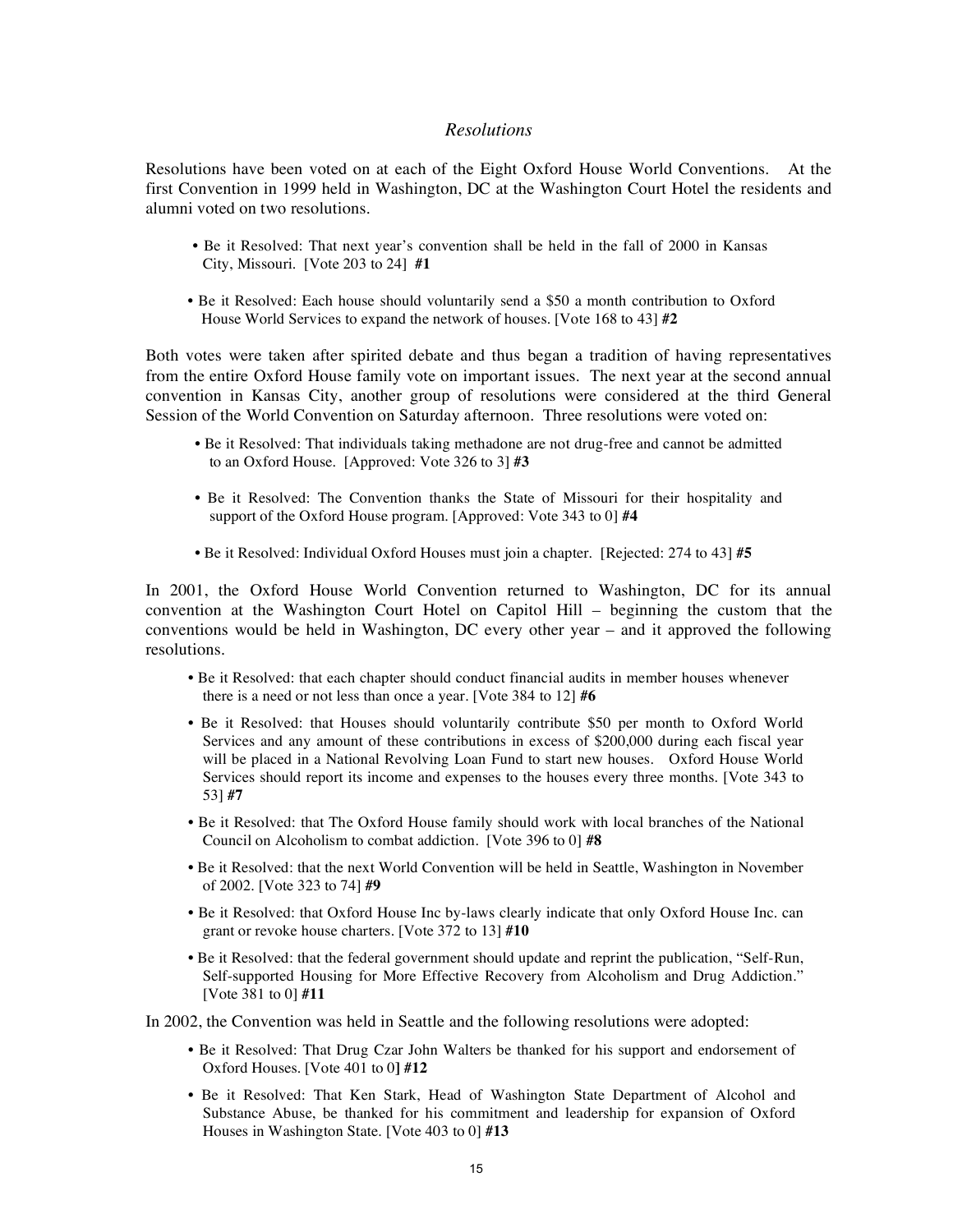*Resolutions*

Resolutions have been voted on at each of the Eight Oxford House World Conventions. At the first Convention in 1999 held in Washington, DC at the Washington Court Hotel the residents and alumni voted on two resolutions.

- Be it Resolved: That next year's convention shall be held in the fall of 2000 in Kansas City, Missouri. [Vote 203 to 24] **#1**
- Be it Resolved: Each house should voluntarily send a $50 a month contribution to Oxford House World Services to expand the network of houses. [Vote 168 to 43] **#2**

Both votes were taken after spirited debate and thus began a tradition of having representatives from the entire Oxford House family vote on important issues. The next year at the second annual convention in Kansas City, another group of resolutions were considered at the third General Session of the World Convention on Saturday afternoon. Three resolutions were voted on:

- Be it Resolved: That individuals taking methadone are not drug-free and cannot be admitted to an Oxford House. [Approved: Vote 326 to 3] **#3**
- Be it Resolved: The Convention thanks the State of Missouri for their hospitality and support of the Oxford House program. [Approved: Vote 343 to 0] **#4**
- Be it Resolved: Individual Oxford Houses must join a chapter. [Rejected: 274 to 43] **#5**

In 2001, the Oxford House World Convention returned to Washington, DC for its annual convention at the Washington Court Hotel on Capitol Hill – beginning the custom that the conventions would be held in Washington, DC every other year – and it approved the following resolutions.

- Be it Resolved: that each chapter should conduct financial audits in member houses whenever there is a need or not less than once a year. [Vote 384 to 12] **#6**
- Be it Resolved: that Houses should voluntarily contribute $50 per month to Oxford World Services and any amount of these contributions in excess of $200,000 during each fiscal year will be placed in a National Revolving Loan Fund to start new houses. Oxford House World Services should report its income and expenses to the houses every three months. [Vote 343 to 53] **#7**
- Be it Resolved: that The Oxford House family should work with local branches of the National Council on Alcoholism to combat addiction. [Vote 396 to 0] **#8**
- Be it Resolved: that the next World Convention will be held in Seattle, Washington in November of 2002. [Vote 323 to 74] **#9**
- Be it Resolved: that Oxford House Inc by-laws clearly indicate that only Oxford House Inc. can grant or revoke house charters. [Vote 372 to 13] **#10**
- Be it Resolved: that the federal government should update and reprint the publication, "Self-Run, Self-supported Housing for More Effective Recovery from Alcoholism and Drug Addiction." [Vote 381 to 0] **#11**

In 2002, the Convention was held in Seattle and the following resolutions were adopted:

- Be it Resolved: That Drug Czar John Walters be thanked for his support and endorsement of Oxford Houses. [Vote 401 to 0] **#12**
- Be it Resolved: That Ken Stark, Head of Washington State Department of Alcohol and Substance Abuse, be thanked for his commitment and leadership for expansion of Oxford Houses in Washington State. [Vote 403 to 0] **#13**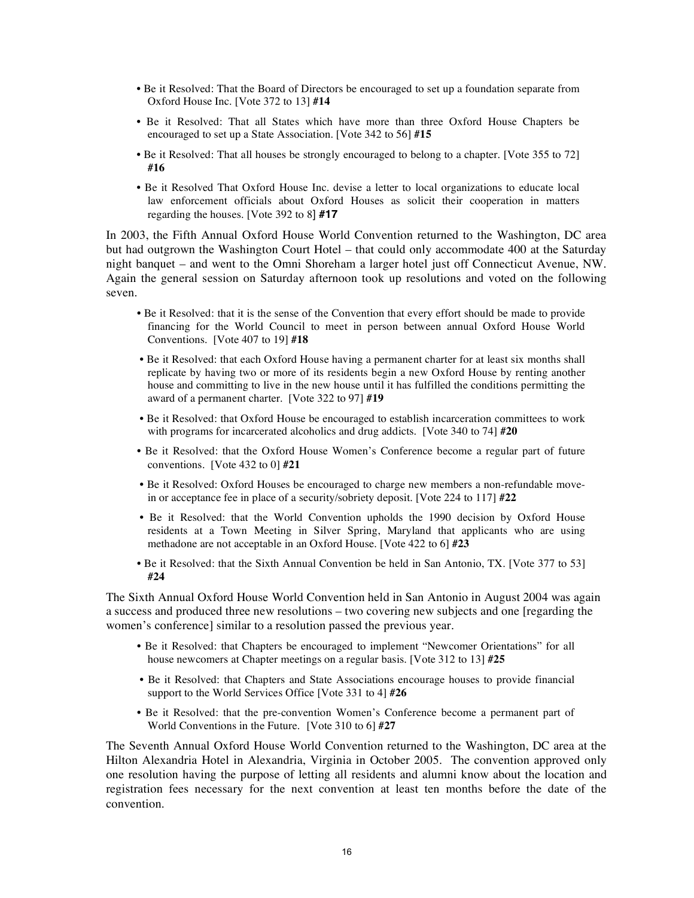- Be it Resolved: That the Board of Directors be encouraged to set up a foundation separate from Oxford House Inc. [Vote 372 to 13] **#14**
- Be it Resolved: That all States which have more than three Oxford House Chapters be encouraged to set up a State Association. [Vote 342 to 56] **#15**
- Be it Resolved: That all houses be strongly encouraged to belong to a chapter. [Vote 355 to 72] **#16**
- Be it Resolved That Oxford House Inc. devise a letter to local organizations to educate local law enforcement officials about Oxford Houses as solicit their cooperation in matters regarding the houses. [Vote 392 to 8] **#17**

In 2003, the Fifth Annual Oxford House World Convention returned to the Washington, DC area but had outgrown the Washington Court Hotel – that could only accommodate 400 at the Saturday night banquet – and went to the Omni Shoreham a larger hotel just off Connecticut Avenue, NW. Again the general session on Saturday afternoon took up resolutions and voted on the following seven.

- Be it Resolved: that it is the sense of the Convention that every effort should be made to provide financing for the World Council to meet in person between annual Oxford House World Conventions. [Vote 407 to 19] **#18**
- Be it Resolved: that each Oxford House having a permanent charter for at least six months shall replicate by having two or more of its residents begin a new Oxford House by renting another house and committing to live in the new house until it has fulfilled the conditions permitting the award of a permanent charter. [Vote 322 to 97] **#19**
- Be it Resolved: that Oxford House be encouraged to establish incarceration committees to work with programs for incarcerated alcoholics and drug addicts. [Vote 340 to 74] **#20**
- Be it Resolved: that the Oxford House Women's Conference become a regular part of future conventions. [Vote 432 to 0] **#21**
- Be it Resolved: Oxford Houses be encouraged to charge new members a non-refundable move-in or acceptance fee in place of a security/sobriety deposit. [Vote 224 to 117] **#22**
- Be it Resolved: that the World Convention upholds the 1990 decision by Oxford House residents at a Town Meeting in Silver Spring, Maryland that applicants who are using methadone are not acceptable in an Oxford House. [Vote 422 to 6] **#23**
- Be it Resolved: that the Sixth Annual Convention be held in San Antonio, TX. [Vote 377 to 53] **#24**

The Sixth Annual Oxford House World Convention held in San Antonio in August 2004 was again a success and produced three new resolutions – two covering new subjects and one [regarding the women's conference] similar to a resolution passed the previous year.

- Be it Resolved: that Chapters be encouraged to implement "Newcomer Orientations" for all house newcomers at Chapter meetings on a regular basis. [Vote 312 to 13] **#25**
- Be it Resolved: that Chapters and State Associations encourage houses to provide financial support to the World Services Office [Vote 331 to 4] **#26**
- Be it Resolved: that the pre-convention Women's Conference become a permanent part of World Conventions in the Future. [Vote 310 to 6] **#27**

The Seventh Annual Oxford House World Convention returned to the Washington, DC area at the Hilton Alexandria Hotel in Alexandria, Virginia in October 2005. The convention approved only one resolution having the purpose of letting all residents and alumni know about the location and registration fees necessary for the next convention at least ten months before the date of the convention.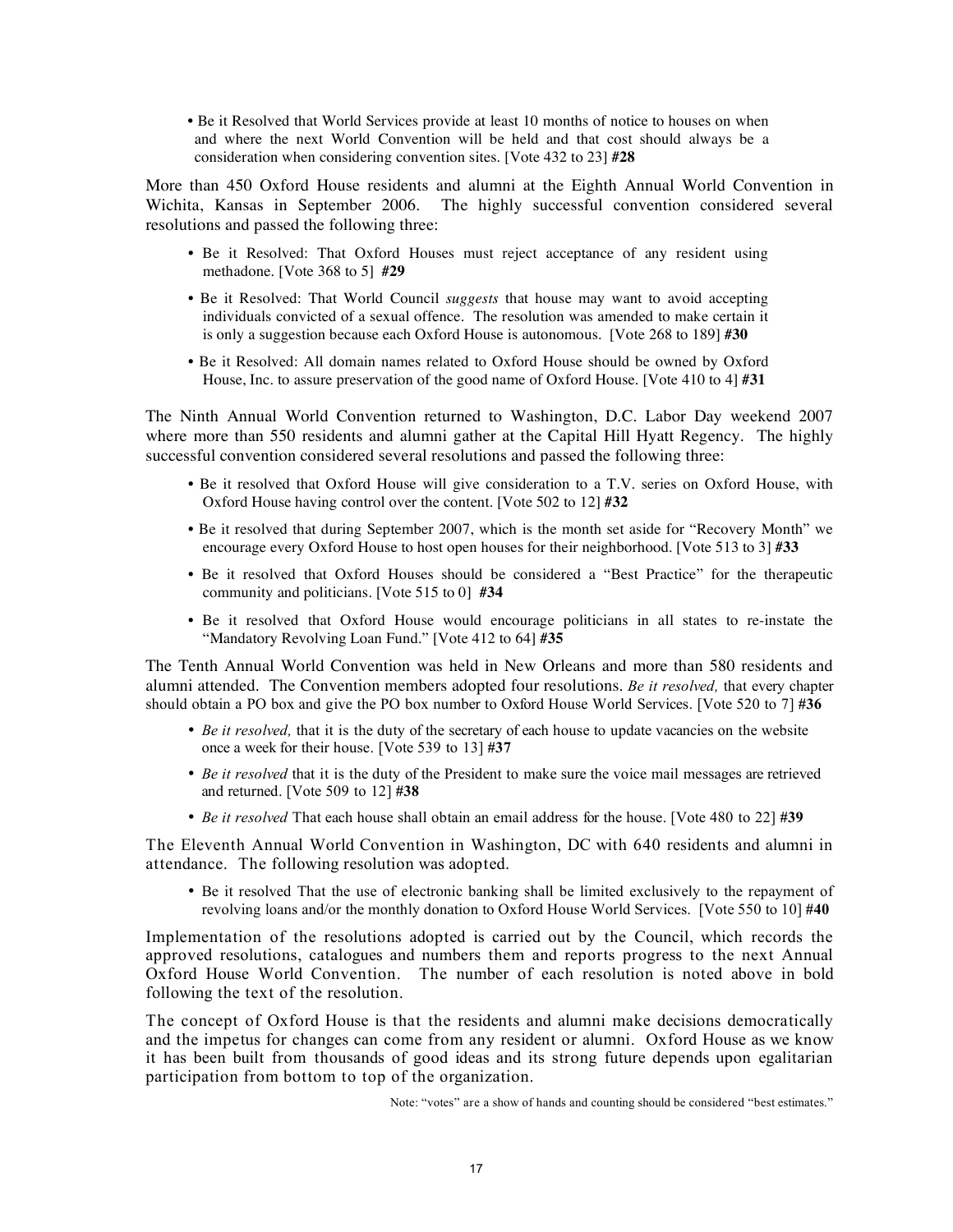- Be it Resolved that World Services provide at least 10 months of notice to houses on when and where the next World Convention will be held and that cost should always be a consideration when considering convention sites. [Vote 432 to 23] **#28**

More than 450 Oxford House residents and alumni at the Eighth Annual World Convention in Wichita, Kansas in September 2006. The highly successful convention considered several resolutions and passed the following three:

- Be it Resolved: That Oxford Houses must reject acceptance of any resident using methadone. [Vote 368 to 5] **#29**
- Be it Resolved: That World Council *suggests* that house may want to avoid accepting individuals convicted of a sexual offence. The resolution was amended to make certain it is only a suggestion because each Oxford House is autonomous. [Vote 268 to 189] **#30**
- Be it Resolved: All domain names related to Oxford House should be owned by Oxford House, Inc. to assure preservation of the good name of Oxford House. [Vote 410 to 4] **#31**

The Ninth Annual World Convention returned to Washington, D.C. Labor Day weekend 2007 where more than 550 residents and alumni gather at the Capital Hill Hyatt Regency. The highly successful convention considered several resolutions and passed the following three:

- Be it resolved that Oxford House will give consideration to a T.V. series on Oxford House, with Oxford House having control over the content. [Vote 502 to 12] **#32**
- Be it resolved that during September 2007, which is the month set aside for "Recovery Month" we encourage every Oxford House to host open houses for their neighborhood. [Vote 513 to 3] **#33**
- Be it resolved that Oxford Houses should be considered a "Best Practice" for the therapeutic community and politicians. [Vote 515 to 0] **#34**
- Be it resolved that Oxford House would encourage politicians in all states to re-instate the "Mandatory Revolving Loan Fund." [Vote 412 to 64] **#35**

The Tenth Annual World Convention was held in New Orleans and more than 580 residents and alumni attended. The Convention members adopted four resolutions. *Be it resolved,* that every chapter should obtain a PO box and give the PO box number to Oxford House World Services. [Vote 520 to 7] **#36**

- *Be it resolved,* that it is the duty of the secretary of each house to update vacancies on the website once a week for their house. [Vote 539 to 13] **#37**
- *Be it resolved* that it is the duty of the President to make sure the voice mail messages are retrieved and returned. [Vote 509 to 12] **#38**
- *Be it resolved* That each house shall obtain an email address for the house. [Vote 480 to 22] **#39**

The Eleventh Annual World Convention in Washington, DC with 640 residents and alumni in attendance. The following resolution was adopted.

- Be it resolved That the use of electronic banking shall be limited exclusively to the repayment of revolving loans and/or the monthly donation to Oxford House World Services. [Vote 550 to 10] **#40**

Implementation of the resolutions adopted is carried out by the Council, which records the approved resolutions, catalogues and numbers them and reports progress to the next Annual Oxford House World Convention. The number of each resolution is noted above in bold following the text of the resolution.

The concept of Oxford House is that the residents and alumni make decisions democratically and the impetus for changes can come from any resident or alumni. Oxford House as we know it has been built from thousands of good ideas and its strong future depends upon egalitarian participation from bottom to top of the organization.

Note: "votes" are a show of hands and counting should be considered "best estimates."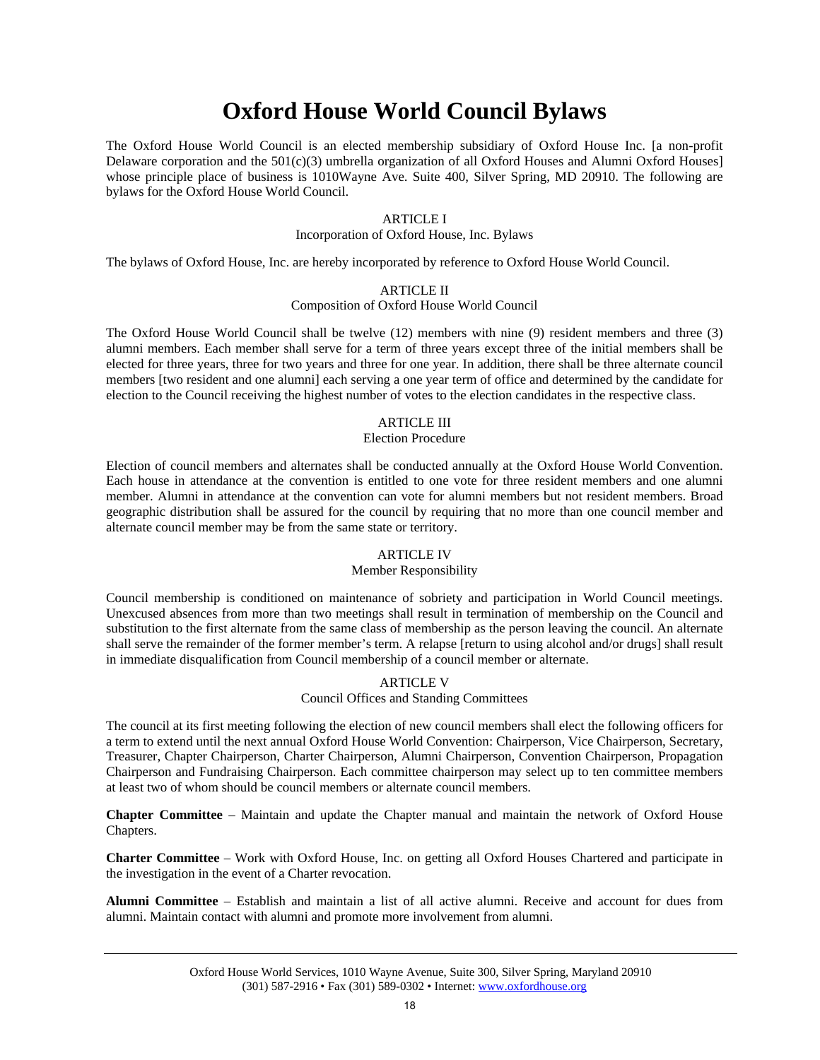# Oxford House World Council Bylaws

The Oxford House World Council is an elected membership subsidiary of Oxford House Inc. [a non-profit Delaware corporation and the 501(c)(3) umbrella organization of all Oxford Houses and Alumni Oxford Houses] whose principle place of business is 1010Wayne Ave. Suite 400, Silver Spring, MD 20910. The following are bylaws for the Oxford House World Council.

ARTICLE I

Incorporation of Oxford House, Inc. Bylaws

The bylaws of Oxford House, Inc. are hereby incorporated by reference to Oxford House World Council.

ARTICLE II

Composition of Oxford House World Council

The Oxford House World Council shall be twelve (12) members with nine (9) resident members and three (3) alumni members. Each member shall serve for a term of three years except three of the initial members shall be elected for three years, three for two years and three for one year. In addition, there shall be three alternate council members [two resident and one alumni] each serving a one year term of office and determined by the candidate for election to the Council receiving the highest number of votes to the election candidates in the respective class.

ARTICLE III

Election Procedure

Election of council members and alternates shall be conducted annually at the Oxford House World Convention. Each house in attendance at the convention is entitled to one vote for three resident members and one alumni member. Alumni in attendance at the convention can vote for alumni members but not resident members. Broad geographic distribution shall be assured for the council by requiring that no more than one council member and alternate council member may be from the same state or territory.

ARTICLE IV

Member Responsibility

Council membership is conditioned on maintenance of sobriety and participation in World Council meetings. Unexcused absences from more than two meetings shall result in termination of membership on the Council and substitution to the first alternate from the same class of membership as the person leaving the council. An alternate shall serve the remainder of the former member's term. A relapse [return to using alcohol and/or drugs] shall result in immediate disqualification from Council membership of a council member or alternate.

ARTICLE V

Council Offices and Standing Committees

The council at its first meeting following the election of new council members shall elect the following officers for a term to extend until the next annual Oxford House World Convention: Chairperson, Vice Chairperson, Secretary, Treasurer, Chapter Chairperson, Charter Chairperson, Alumni Chairperson, Convention Chairperson, Propagation Chairperson and Fundraising Chairperson. Each committee chairperson may select up to ten committee members at least two of whom should be council members or alternate council members.

**Chapter Committee** – Maintain and update the Chapter manual and maintain the network of Oxford House Chapters.

**Charter Committee** – Work with Oxford House, Inc. on getting all Oxford Houses Chartered and participate in the investigation in the event of a Charter revocation.

**Alumni Committee** – Establish and maintain a list of all active alumni. Receive and account for dues from alumni. Maintain contact with alumni and promote more involvement from alumni.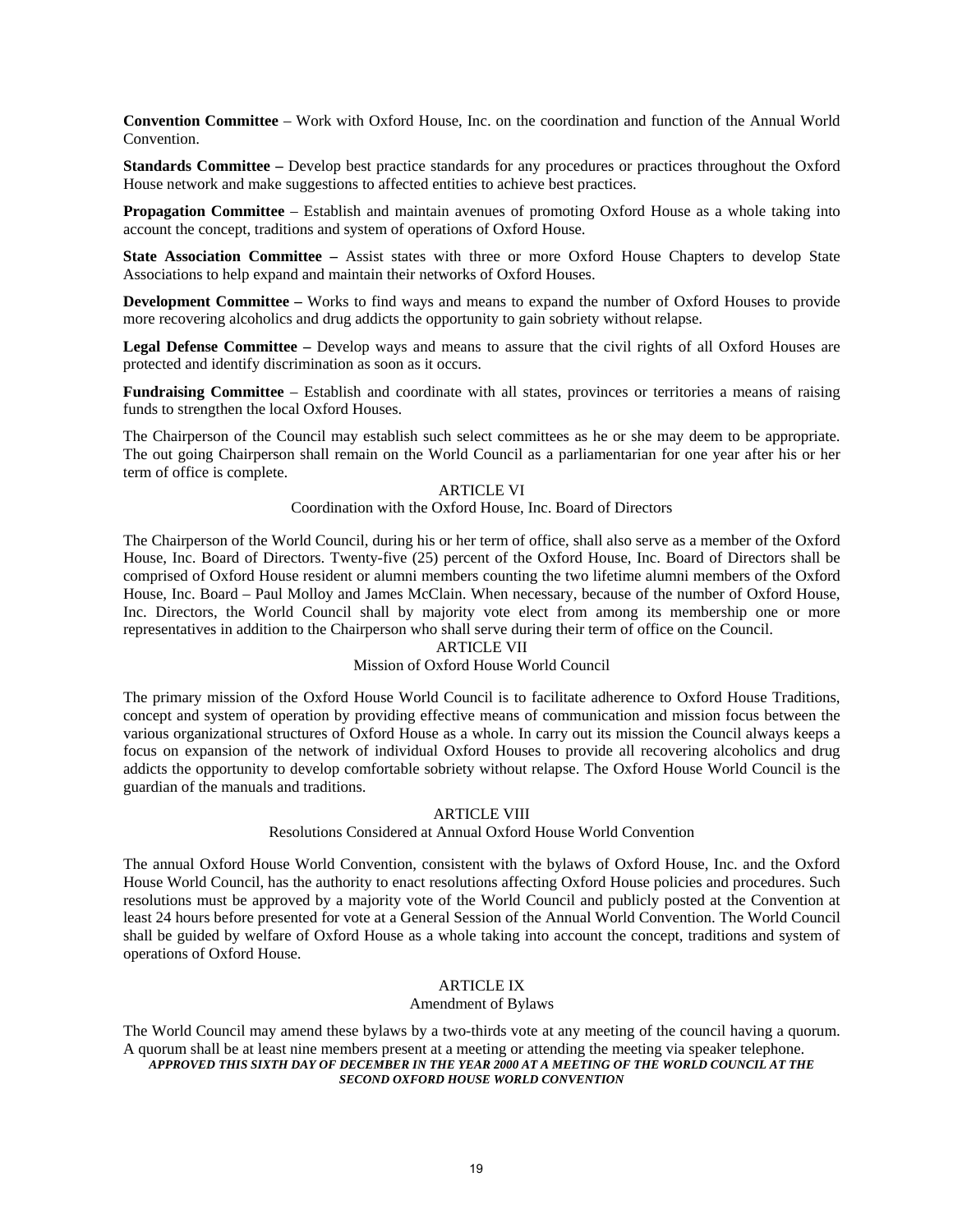**Convention Committee** – Work with Oxford House, Inc. on the coordination and function of the Annual World Convention.

**Standards Committee –** Develop best practice standards for any procedures or practices throughout the Oxford House network and make suggestions to affected entities to achieve best practices.

**Propagation Committee** – Establish and maintain avenues of promoting Oxford House as a whole taking into account the concept, traditions and system of operations of Oxford House.

**State Association Committee –** Assist states with three or more Oxford House Chapters to develop State Associations to help expand and maintain their networks of Oxford Houses.

**Development Committee –** Works to find ways and means to expand the number of Oxford Houses to provide more recovering alcoholics and drug addicts the opportunity to gain sobriety without relapse.

**Legal Defense Committee –** Develop ways and means to assure that the civil rights of all Oxford Houses are protected and identify discrimination as soon as it occurs.

**Fundraising Committee** – Establish and coordinate with all states, provinces or territories a means of raising funds to strengthen the local Oxford Houses.

The Chairperson of the Council may establish such select committees as he or she may deem to be appropriate. The out going Chairperson shall remain on the World Council as a parliamentarian for one year after his or her term of office is complete.

## ARTICLE VI
Coordination with the Oxford House, Inc. Board of Directors

The Chairperson of the World Council, during his or her term of office, shall also serve as a member of the Oxford House, Inc. Board of Directors. Twenty-five (25) percent of the Oxford House, Inc. Board of Directors shall be comprised of Oxford House resident or alumni members counting the two lifetime alumni members of the Oxford House, Inc. Board – Paul Molloy and James McClain. When necessary, because of the number of Oxford House, Inc. Directors, the World Council shall by majority vote elect from among its membership one or more representatives in addition to the Chairperson who shall serve during their term of office on the Council.

## ARTICLE VII
Mission of Oxford House World Council

The primary mission of the Oxford House World Council is to facilitate adherence to Oxford House Traditions, concept and system of operation by providing effective means of communication and mission focus between the various organizational structures of Oxford House as a whole. In carry out its mission the Council always keeps a focus on expansion of the network of individual Oxford Houses to provide all recovering alcoholics and drug addicts the opportunity to develop comfortable sobriety without relapse. The Oxford House World Council is the guardian of the manuals and traditions.

## ARTICLE VIII
Resolutions Considered at Annual Oxford House World Convention

The annual Oxford House World Convention, consistent with the bylaws of Oxford House, Inc. and the Oxford House World Council, has the authority to enact resolutions affecting Oxford House policies and procedures. Such resolutions must be approved by a majority vote of the World Council and publicly posted at the Convention at least 24 hours before presented for vote at a General Session of the Annual World Convention. The World Council shall be guided by welfare of Oxford House as a whole taking into account the concept, traditions and system of operations of Oxford House.

## ARTICLE IX
Amendment of Bylaws

The World Council may amend these bylaws by a two-thirds vote at any meeting of the council having a quorum. A quorum shall be at least nine members present at a meeting or attending the meeting via speaker telephone.

***APPROVED THIS SIXTH DAY OF DECEMBER IN THE YEAR 2000 AT A MEETING OF THE WORLD COUNCIL AT THE SECOND OXFORD HOUSE WORLD CONVENTION***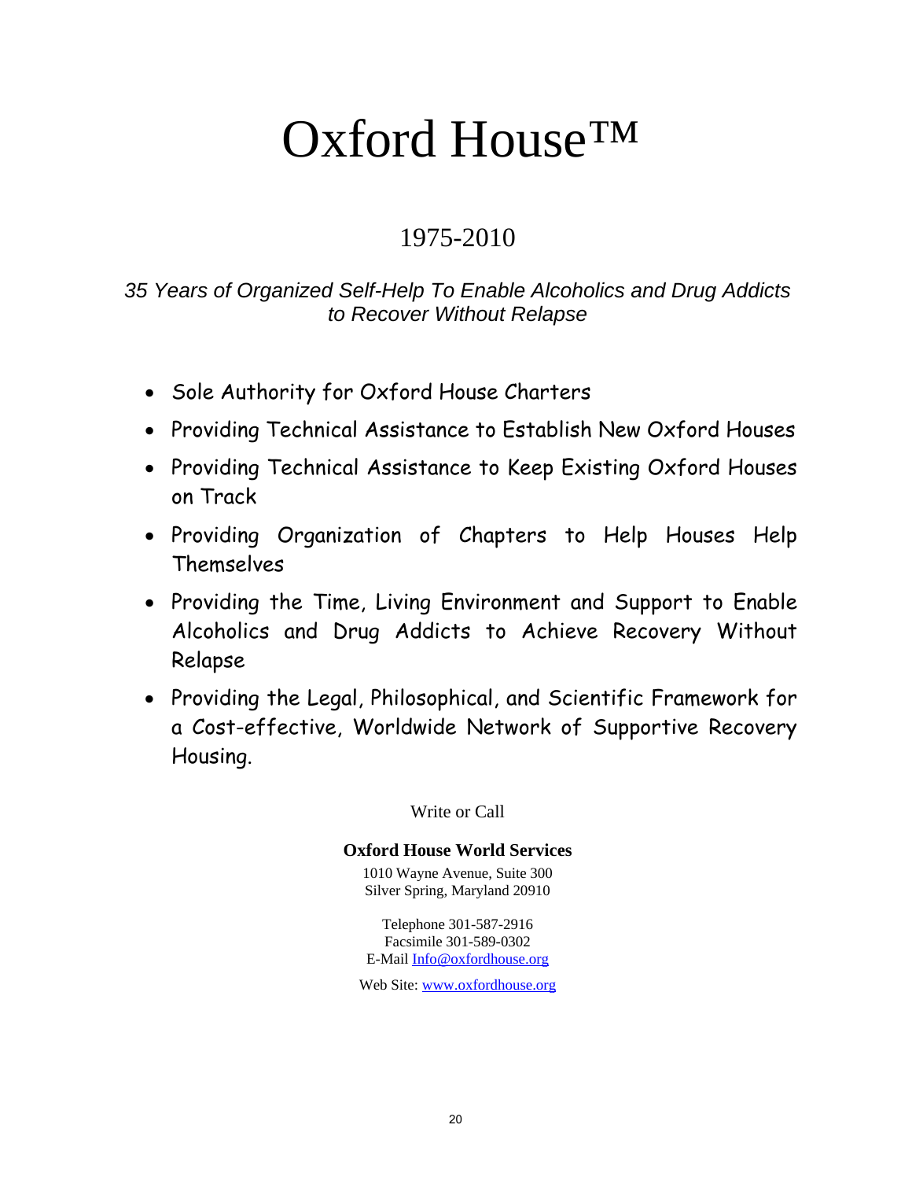# Oxford House™

## 1975-2010

*35 Years of Organized Self-Help To Enable Alcoholics and Drug Addicts to Recover Without Relapse*

- Sole Authority for Oxford House Charters
- Providing Technical Assistance to Establish New Oxford Houses
- Providing Technical Assistance to Keep Existing Oxford Houses on Track
- Providing Organization of Chapters to Help Houses Help Themselves
- Providing the Time, Living Environment and Support to Enable Alcoholics and Drug Addicts to Achieve Recovery Without Relapse
- Providing the Legal, Philosophical, and Scientific Framework for a Cost-effective, Worldwide Network of Supportive Recovery Housing.

Write or Call

**Oxford House World Services**

1010 Wayne Avenue, Suite 300
Silver Spring, Maryland 20910

Telephone 301-587-2916
Facsimile 301-589-0302
E-Mail Info@oxfordhouse.org

Web Site: www.oxfordhouse.org